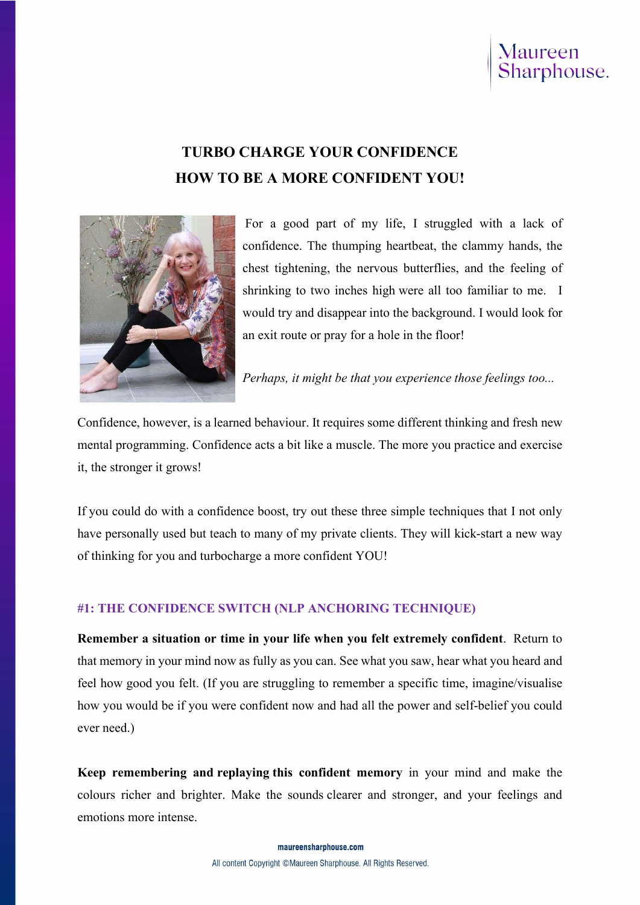# TURBO CHARGE YOUR CONFIDENCE
# HOW TO BE A MORE CONFIDENT YOU!

For a good part of my life, I struggled with a lack of confidence. The thumping heartbeat, the clammy hands, the chest tightening, the nervous butterflies, and the feeling of shrinking to two inches high were all too familiar to me. I would try and disappear into the background. I would look for an exit route or pray for a hole in the floor!

*Perhaps, it might be that you experience those feelings too...*

Confidence, however, is a learned behaviour. It requires some different thinking and fresh new mental programming. Confidence acts a bit like a muscle. The more you practice and exercise it, the stronger it grows!

If you could do with a confidence boost, try out these three simple techniques that I not only have personally used but teach to many of my private clients. They will kick-start a new way of thinking for you and turbocharge a more confident YOU!

## #1: THE CONFIDENCE SWITCH (NLP ANCHORING TECHNIQUE)

**Remember a situation or time in your life when you felt extremely confident**. Return to that memory in your mind now as fully as you can. See what you saw, hear what you heard and feel how good you felt. (If you are struggling to remember a specific time, imagine/visualise how you would be if you were confident now and had all the power and self-belief you could ever need.)

**Keep remembering and replaying this confident memory** in your mind and make the colours richer and brighter. Make the sounds clearer and stronger, and your feelings and emotions more intense.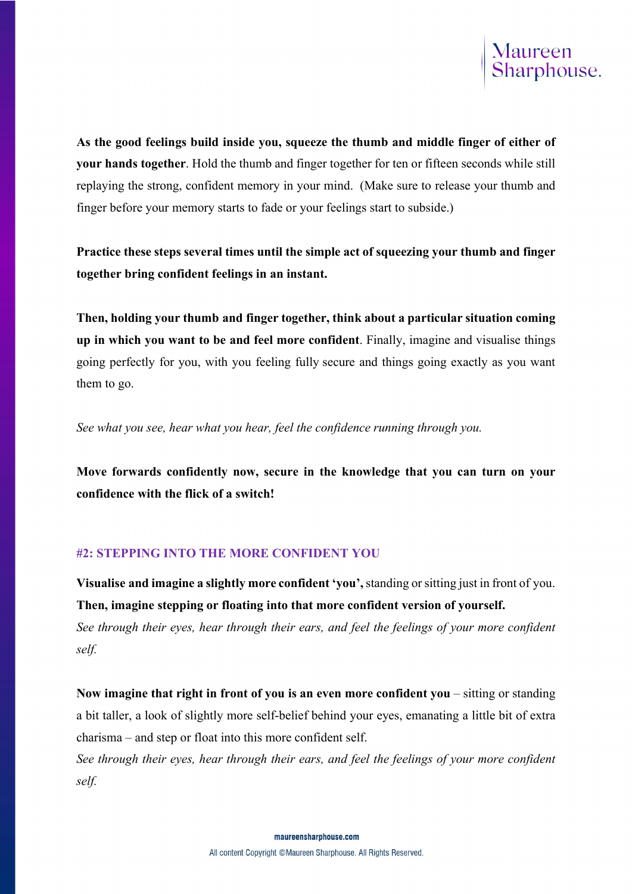**As the good feelings build inside you, squeeze the thumb and middle finger of either of your hands together**. Hold the thumb and finger together for ten or fifteen seconds while still replaying the strong, confident memory in your mind. (Make sure to release your thumb and finger before your memory starts to fade or your feelings start to subside.)

**Practice these steps several times until the simple act of squeezing your thumb and finger together bring confident feelings in an instant.**

**Then, holding your thumb and finger together, think about a particular situation coming up in which you want to be and feel more confident**. Finally, imagine and visualise things going perfectly for you, with you feeling fully secure and things going exactly as you want them to go.

*See what you see, hear what you hear, feel the confidence running through you.*

**Move forwards confidently now, secure in the knowledge that you can turn on your confidence with the flick of a switch!**

### #2: STEPPING INTO THE MORE CONFIDENT YOU

**Visualise and imagine a slightly more confident 'you',** standing or sitting just in front of you. **Then, imagine stepping or floating into that more confident version of yourself.**
*See through their eyes, hear through their ears, and feel the feelings of your more confident self.*

**Now imagine that right in front of you is an even more confident you** – sitting or standing a bit taller, a look of slightly more self-belief behind your eyes, emanating a little bit of extra charisma – and step or float into this more confident self.
*See through their eyes, hear through their ears, and feel the feelings of your more confident self.*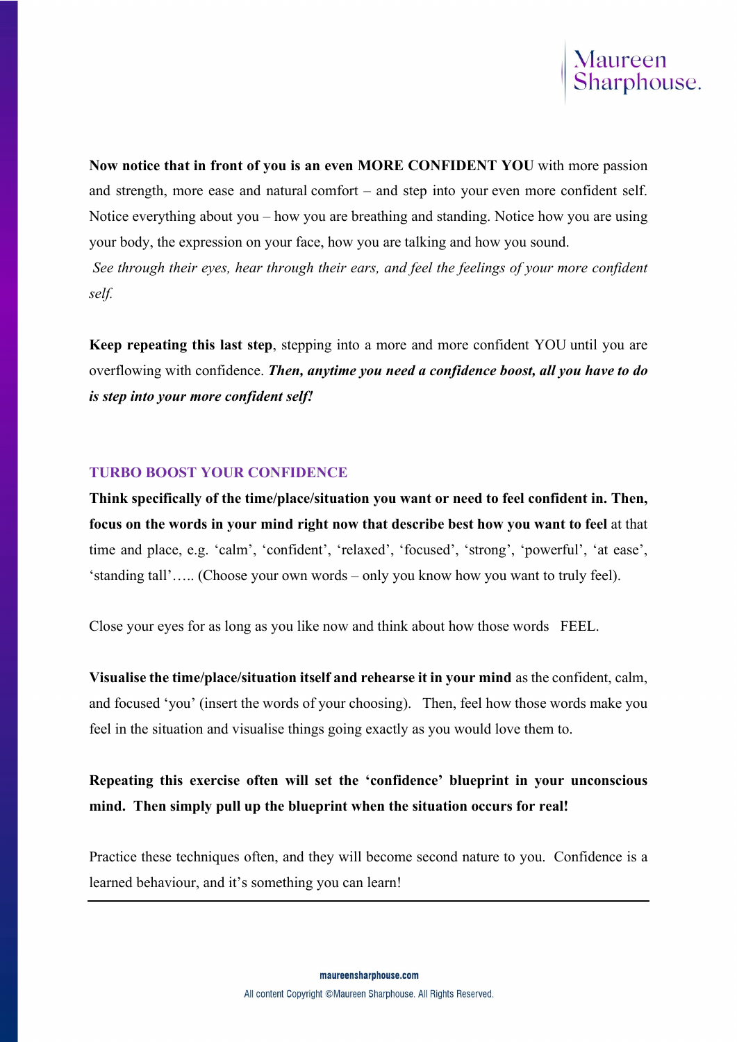**Now notice that in front of you is an even MORE CONFIDENT YOU** with more passion and strength, more ease and natural comfort – and step into your even more confident self. Notice everything about you – how you are breathing and standing. Notice how you are using your body, the expression on your face, how you are talking and how you sound.

*See through their eyes, hear through their ears, and feel the feelings of your more confident self.*

**Keep repeating this last step**, stepping into a more and more confident YOU until you are overflowing with confidence. ***Then, anytime you need a confidence boost, all you have to do is step into your more confident self!***

## TURBO BOOST YOUR CONFIDENCE

**Think specifically of the time/place/situation you want or need to feel confident in. Then, focus on the words in your mind right now that describe best how you want to feel** at that time and place, e.g. 'calm', 'confident', 'relaxed', 'focused', 'strong', 'powerful', 'at ease', 'standing tall'….. (Choose your own words – only you know how you want to truly feel).

Close your eyes for as long as you like now and think about how those words FEEL.

**Visualise the time/place/situation itself and rehearse it in your mind** as the confident, calm, and focused 'you' (insert the words of your choosing). Then, feel how those words make you feel in the situation and visualise things going exactly as you would love them to.

**Repeating this exercise often will set the 'confidence' blueprint in your unconscious mind. Then simply pull up the blueprint when the situation occurs for real!**

Practice these techniques often, and they will become second nature to you. Confidence is a learned behaviour, and it's something you can learn!